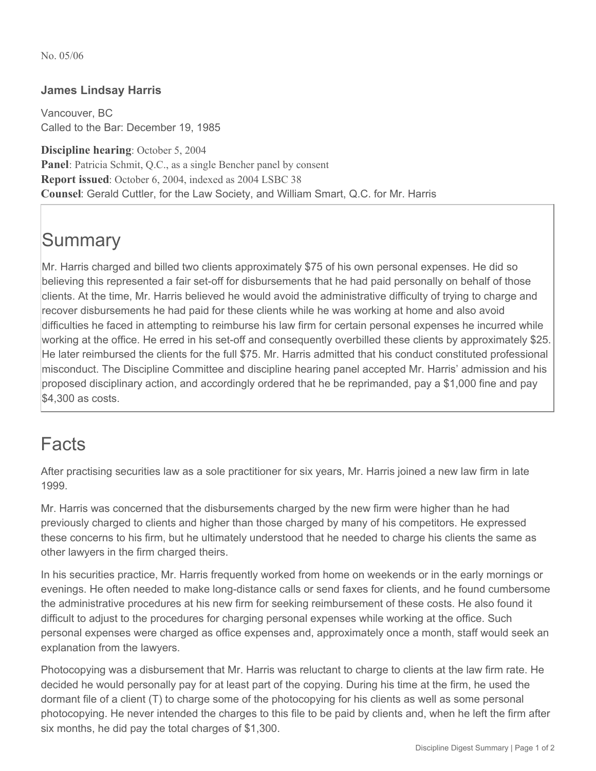No. 05/06

### James Lindsay Harris

Vancouver, BC
Called to the Bar: December 19, 1985

**Discipline hearing**: October 5, 2004
**Panel**: Patricia Schmit, Q.C., as a single Bencher panel by consent
**Report issued**: October 6, 2004, indexed as 2004 LSBC 38
**Counsel**: Gerald Cuttler, for the Law Society, and William Smart, Q.C. for Mr. Harris

## Summary

Mr. Harris charged and billed two clients approximately $75 of his own personal expenses. He did so believing this represented a fair set-off for disbursements that he had paid personally on behalf of those clients. At the time, Mr. Harris believed he would avoid the administrative difficulty of trying to charge and recover disbursements he had paid for these clients while he was working at home and also avoid difficulties he faced in attempting to reimburse his law firm for certain personal expenses he incurred while working at the office. He erred in his set-off and consequently overbilled these clients by approximately $25. He later reimbursed the clients for the full $75. Mr. Harris admitted that his conduct constituted professional misconduct. The Discipline Committee and discipline hearing panel accepted Mr. Harris' admission and his proposed disciplinary action, and accordingly ordered that he be reprimanded, pay a $1,000 fine and pay $4,300 as costs.

## Facts

After practising securities law as a sole practitioner for six years, Mr. Harris joined a new law firm in late 1999.

Mr. Harris was concerned that the disbursements charged by the new firm were higher than he had previously charged to clients and higher than those charged by many of his competitors. He expressed these concerns to his firm, but he ultimately understood that he needed to charge his clients the same as other lawyers in the firm charged theirs.

In his securities practice, Mr. Harris frequently worked from home on weekends or in the early mornings or evenings. He often needed to make long-distance calls or send faxes for clients, and he found cumbersome the administrative procedures at his new firm for seeking reimbursement of these costs. He also found it difficult to adjust to the procedures for charging personal expenses while working at the office. Such personal expenses were charged as office expenses and, approximately once a month, staff would seek an explanation from the lawyers.

Photocopying was a disbursement that Mr. Harris was reluctant to charge to clients at the law firm rate. He decided he would personally pay for at least part of the copying. During his time at the firm, he used the dormant file of a client (T) to charge some of the photocopying for his clients as well as some personal photocopying. He never intended the charges to this file to be paid by clients and, when he left the firm after six months, he did pay the total charges of $1,300.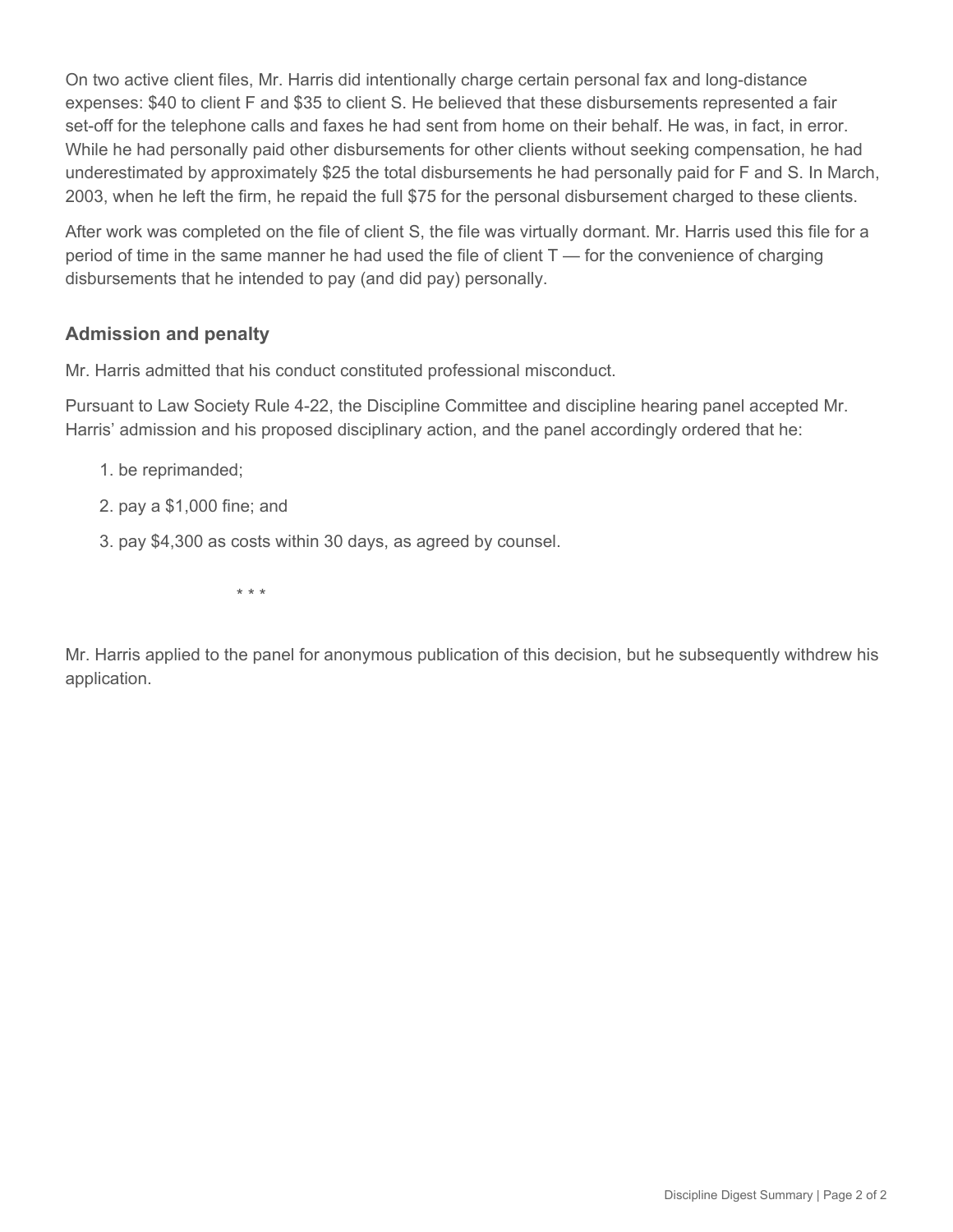On two active client files, Mr. Harris did intentionally charge certain personal fax and long-distance expenses: $40 to client F and $35 to client S. He believed that these disbursements represented a fair set-off for the telephone calls and faxes he had sent from home on their behalf. He was, in fact, in error. While he had personally paid other disbursements for other clients without seeking compensation, he had underestimated by approximately $25 the total disbursements he had personally paid for F and S. In March, 2003, when he left the firm, he repaid the full $75 for the personal disbursement charged to these clients.

After work was completed on the file of client S, the file was virtually dormant. Mr. Harris used this file for a period of time in the same manner he had used the file of client T — for the convenience of charging disbursements that he intended to pay (and did pay) personally.

### Admission and penalty

Mr. Harris admitted that his conduct constituted professional misconduct.

Pursuant to Law Society Rule 4-22, the Discipline Committee and discipline hearing panel accepted Mr. Harris' admission and his proposed disciplinary action, and the panel accordingly ordered that he:

1. be reprimanded;
2. pay a $1,000 fine; and
3. pay $4,300 as costs within 30 days, as agreed by counsel.

\* \* \*

Mr. Harris applied to the panel for anonymous publication of this decision, but he subsequently withdrew his application.